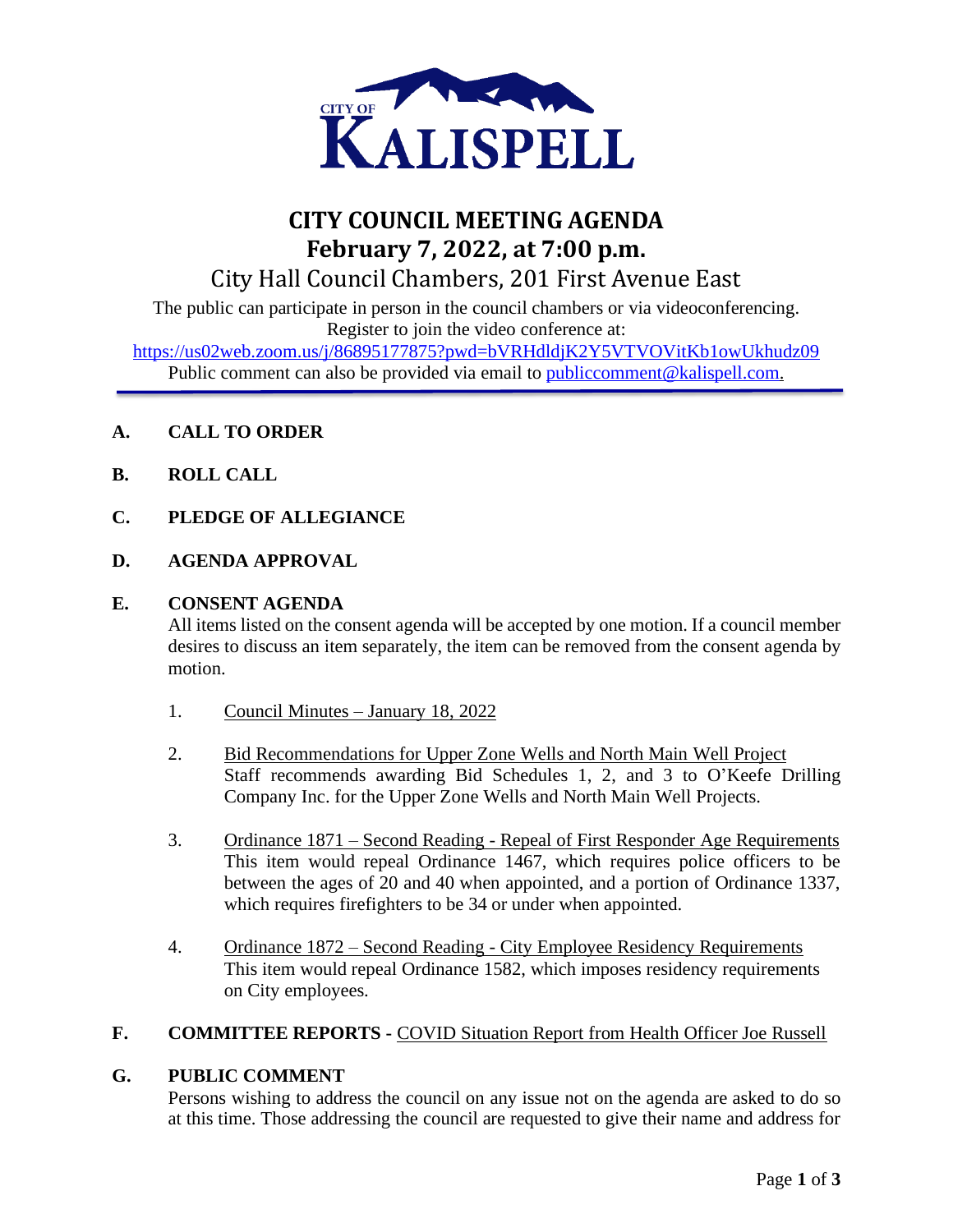CITY OF KALISPELL

# CITY COUNCIL MEETING AGENDA
## February 7, 2022, at 7:00 p.m.
### City Hall Council Chambers, 201 First Avenue East

The public can participate in person in the council chambers or via videoconferencing. Register to join the video conference at:
https://us02web.zoom.us/j/86895177875?pwd=bVRHdldjK2Y5VTVOVitKb1owUkhudz09
Public comment can also be provided via email to publiccomment@kalispell.com.

**A. CALL TO ORDER**

**B. ROLL CALL**

**C. PLEDGE OF ALLEGIANCE**

**D. AGENDA APPROVAL**

**E. CONSENT AGENDA**

All items listed on the consent agenda will be accepted by one motion. If a council member desires to discuss an item separately, the item can be removed from the consent agenda by motion.

1. Council Minutes – January 18, 2022

2. Bid Recommendations for Upper Zone Wells and North Main Well Project
   Staff recommends awarding Bid Schedules 1, 2, and 3 to O'Keefe Drilling Company Inc. for the Upper Zone Wells and North Main Well Projects.

3. Ordinance 1871 – Second Reading - Repeal of First Responder Age Requirements
   This item would repeal Ordinance 1467, which requires police officers to be between the ages of 20 and 40 when appointed, and a portion of Ordinance 1337, which requires firefighters to be 34 or under when appointed.

4. Ordinance 1872 – Second Reading - City Employee Residency Requirements
   This item would repeal Ordinance 1582, which imposes residency requirements on City employees.

**F. COMMITTEE REPORTS -** COVID Situation Report from Health Officer Joe Russell

**G. PUBLIC COMMENT**

Persons wishing to address the council on any issue not on the agenda are asked to do so at this time. Those addressing the council are requested to give their name and address for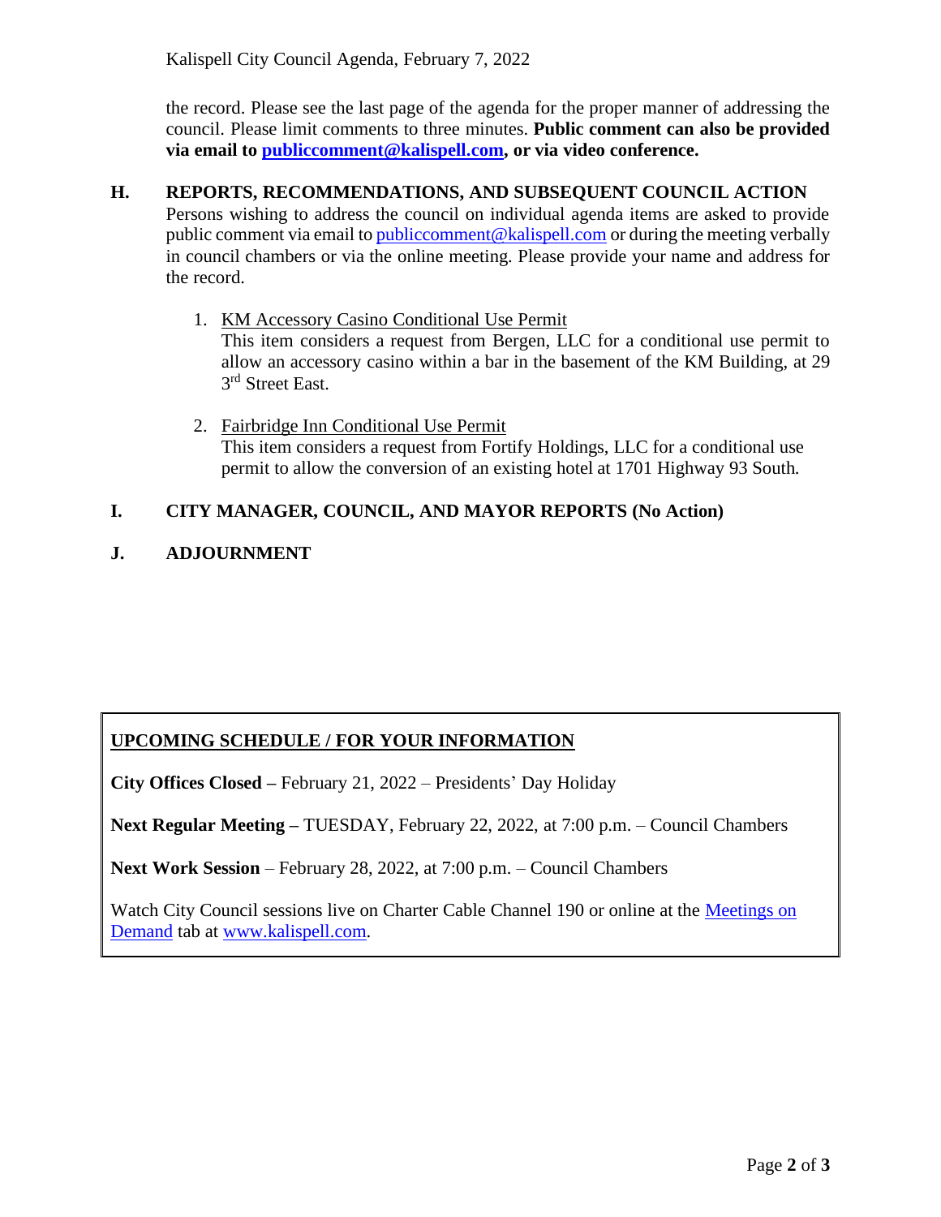the record. Please see the last page of the agenda for the proper manner of addressing the council. Please limit comments to three minutes. **Public comment can also be provided via email to publiccomment@kalispell.com, or via video conference.**

## H. REPORTS, RECOMMENDATIONS, AND SUBSEQUENT COUNCIL ACTION

Persons wishing to address the council on individual agenda items are asked to provide public comment via email to publiccomment@kalispell.com or during the meeting verbally in council chambers or via the online meeting. Please provide your name and address for the record.

1. KM Accessory Casino Conditional Use Permit
   This item considers a request from Bergen, LLC for a conditional use permit to allow an accessory casino within a bar in the basement of the KM Building, at 29 3rd Street East.

2. Fairbridge Inn Conditional Use Permit
   This item considers a request from Fortify Holdings, LLC for a conditional use permit to allow the conversion of an existing hotel at 1701 Highway 93 South.

## I. CITY MANAGER, COUNCIL, AND MAYOR REPORTS (No Action)

## J. ADJOURNMENT

**UPCOMING SCHEDULE / FOR YOUR INFORMATION**

**City Offices Closed –** February 21, 2022 – Presidents' Day Holiday

**Next Regular Meeting –** TUESDAY, February 22, 2022, at 7:00 p.m. – Council Chambers

**Next Work Session** – February 28, 2022, at 7:00 p.m. – Council Chambers

Watch City Council sessions live on Charter Cable Channel 190 or online at the Meetings on Demand tab at www.kalispell.com.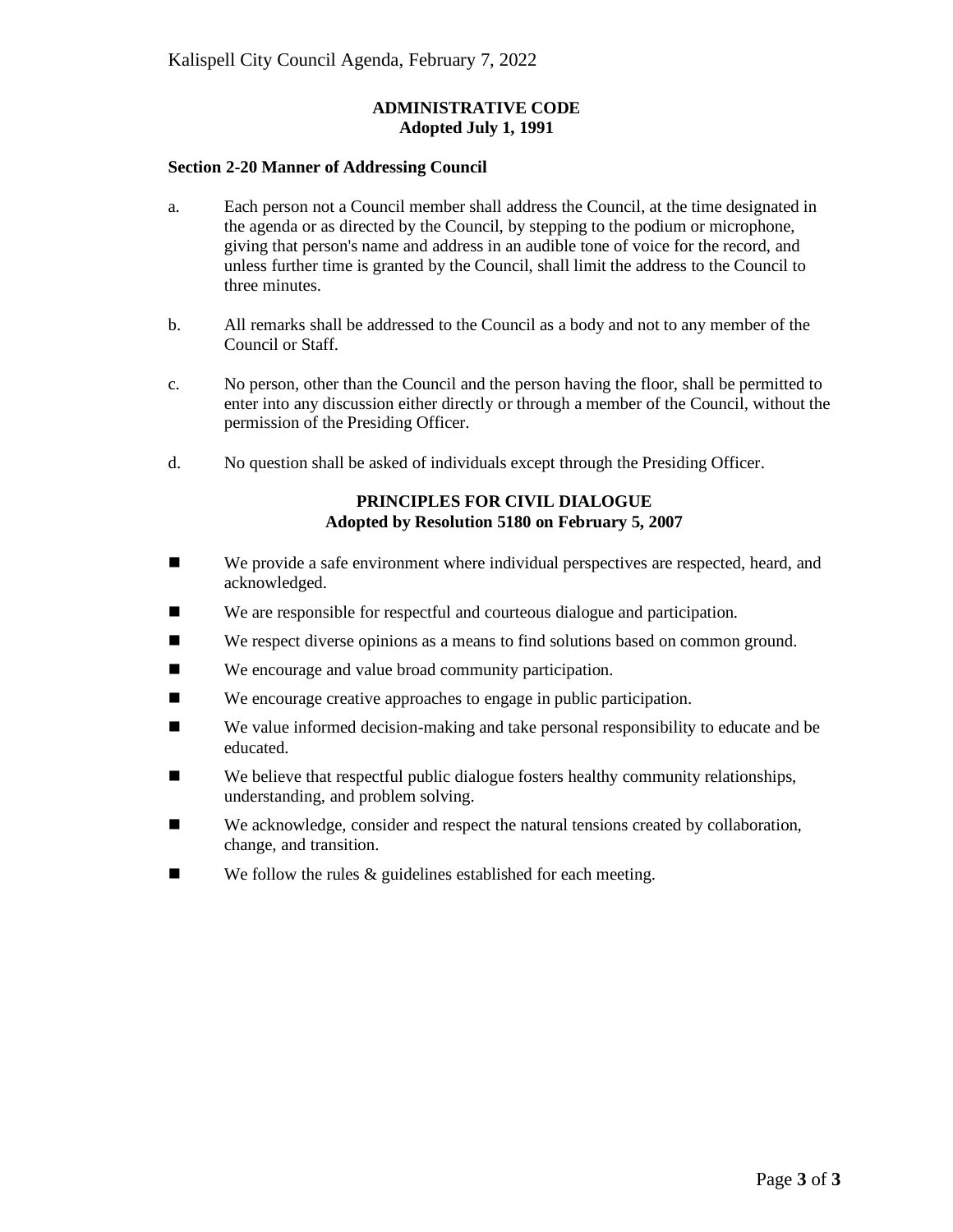**ADMINISTRATIVE CODE**
**Adopted July 1, 1991**

**Section 2-20 Manner of Addressing Council**

a. Each person not a Council member shall address the Council, at the time designated in the agenda or as directed by the Council, by stepping to the podium or microphone, giving that person's name and address in an audible tone of voice for the record, and unless further time is granted by the Council, shall limit the address to the Council to three minutes.

b. All remarks shall be addressed to the Council as a body and not to any member of the Council or Staff.

c. No person, other than the Council and the person having the floor, shall be permitted to enter into any discussion either directly or through a member of the Council, without the permission of the Presiding Officer.

d. No question shall be asked of individuals except through the Presiding Officer.

**PRINCIPLES FOR CIVIL DIALOGUE**
**Adopted by Resolution 5180 on February 5, 2007**

- We provide a safe environment where individual perspectives are respected, heard, and acknowledged.
- We are responsible for respectful and courteous dialogue and participation.
- We respect diverse opinions as a means to find solutions based on common ground.
- We encourage and value broad community participation.
- We encourage creative approaches to engage in public participation.
- We value informed decision-making and take personal responsibility to educate and be educated.
- We believe that respectful public dialogue fosters healthy community relationships, understanding, and problem solving.
- We acknowledge, consider and respect the natural tensions created by collaboration, change, and transition.
- We follow the rules & guidelines established for each meeting.